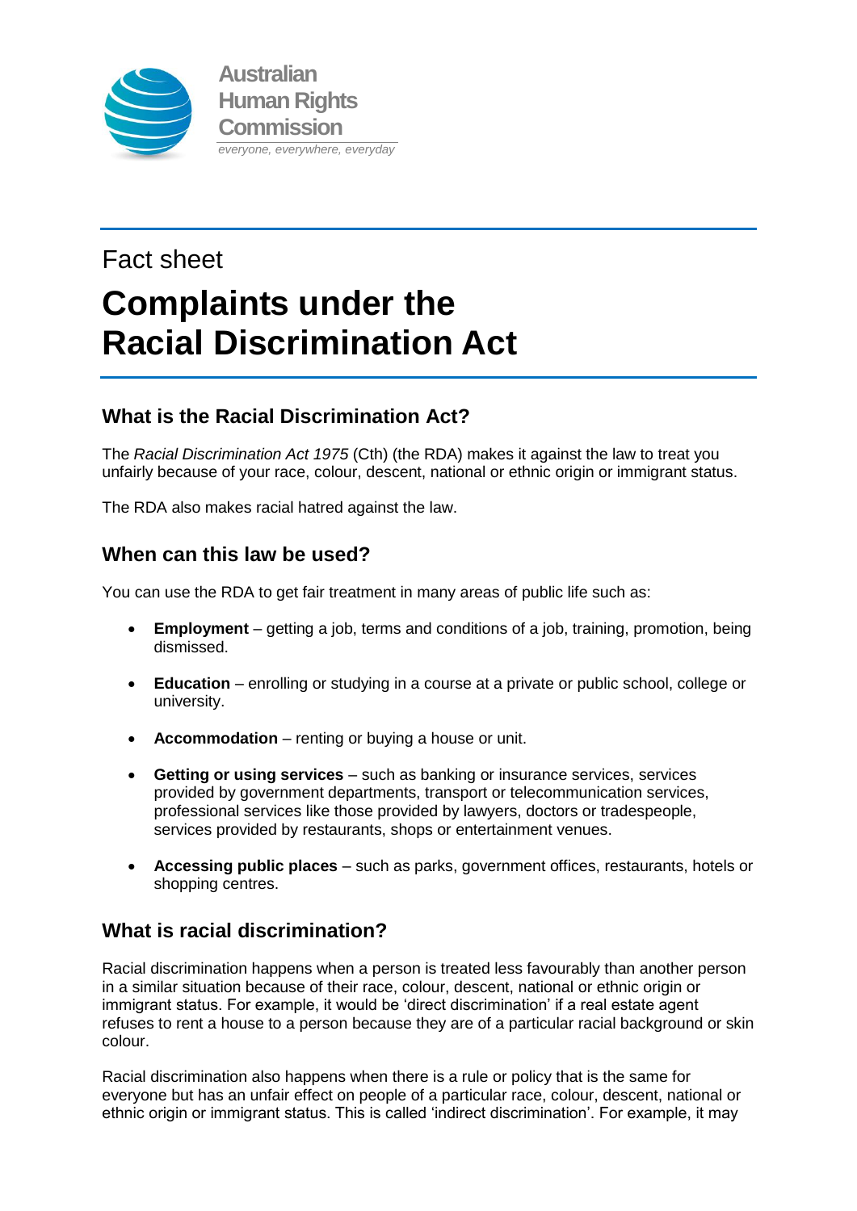Australian Human Rights Commission

*everyone, everywhere, everyday*

Fact sheet

# Complaints under the Racial Discrimination Act

## What is the Racial Discrimination Act?

The *Racial Discrimination Act 1975* (Cth) (the RDA) makes it against the law to treat you unfairly because of your race, colour, descent, national or ethnic origin or immigrant status.

The RDA also makes racial hatred against the law.

## When can this law be used?

You can use the RDA to get fair treatment in many areas of public life such as:

- **Employment** – getting a job, terms and conditions of a job, training, promotion, being dismissed.
- **Education** – enrolling or studying in a course at a private or public school, college or university.
- **Accommodation** – renting or buying a house or unit.
- **Getting or using services** – such as banking or insurance services, services provided by government departments, transport or telecommunication services, professional services like those provided by lawyers, doctors or tradespeople, services provided by restaurants, shops or entertainment venues.
- **Accessing public places** – such as parks, government offices, restaurants, hotels or shopping centres.

## What is racial discrimination?

Racial discrimination happens when a person is treated less favourably than another person in a similar situation because of their race, colour, descent, national or ethnic origin or immigrant status. For example, it would be 'direct discrimination' if a real estate agent refuses to rent a house to a person because they are of a particular racial background or skin colour.

Racial discrimination also happens when there is a rule or policy that is the same for everyone but has an unfair effect on people of a particular race, colour, descent, national or ethnic origin or immigrant status. This is called 'indirect discrimination'. For example, it may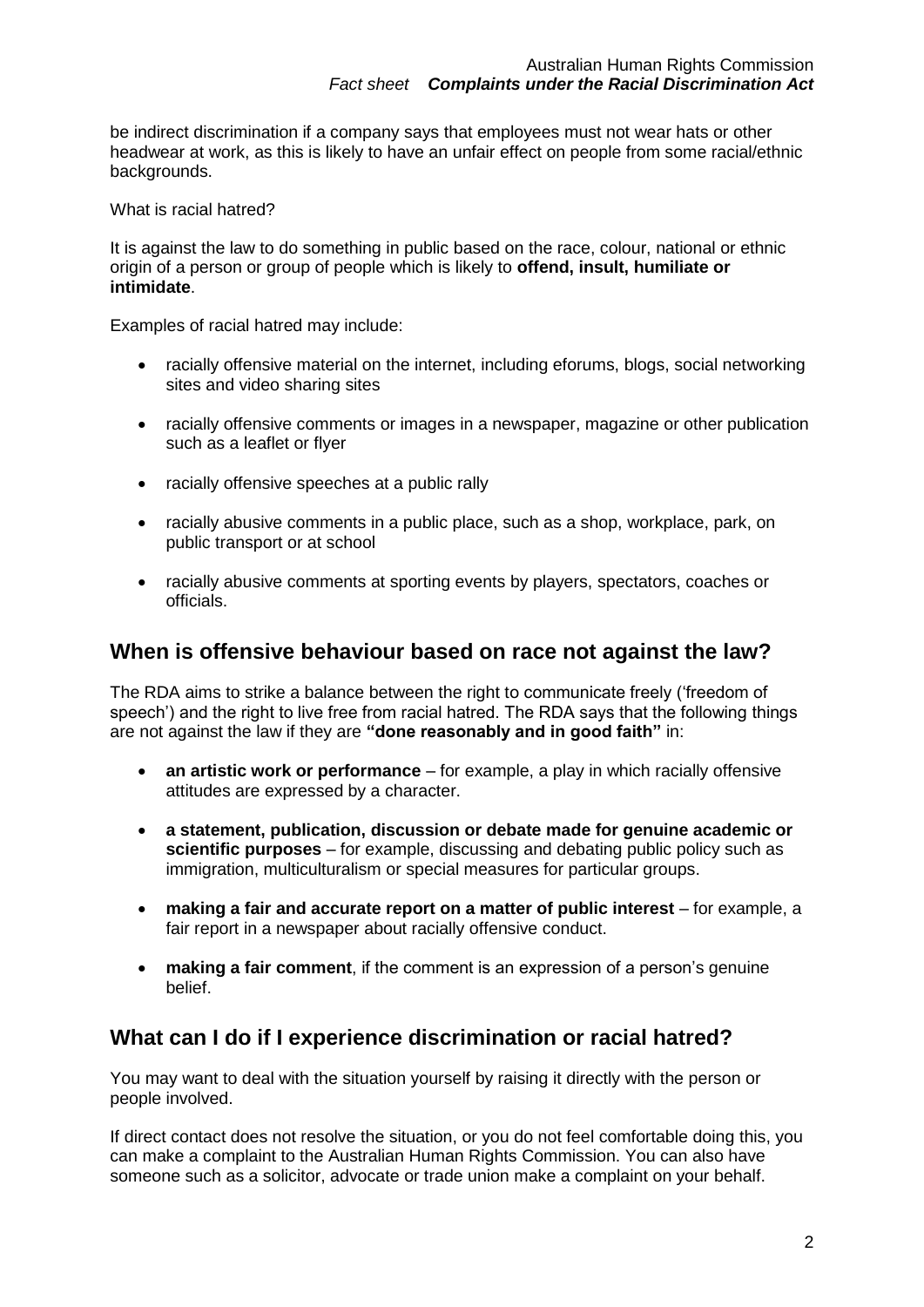be indirect discrimination if a company says that employees must not wear hats or other headwear at work, as this is likely to have an unfair effect on people from some racial/ethnic backgrounds.

What is racial hatred?

It is against the law to do something in public based on the race, colour, national or ethnic origin of a person or group of people which is likely to **offend, insult, humiliate or intimidate**.

Examples of racial hatred may include:

- racially offensive material on the internet, including eforums, blogs, social networking sites and video sharing sites
- racially offensive comments or images in a newspaper, magazine or other publication such as a leaflet or flyer
- racially offensive speeches at a public rally
- racially abusive comments in a public place, such as a shop, workplace, park, on public transport or at school
- racially abusive comments at sporting events by players, spectators, coaches or officials.

## When is offensive behaviour based on race not against the law?

The RDA aims to strike a balance between the right to communicate freely ('freedom of speech') and the right to live free from racial hatred. The RDA says that the following things are not against the law if they are **"done reasonably and in good faith"** in:

- **an artistic work or performance** – for example, a play in which racially offensive attitudes are expressed by a character.
- **a statement, publication, discussion or debate made for genuine academic or scientific purposes** – for example, discussing and debating public policy such as immigration, multiculturalism or special measures for particular groups.
- **making a fair and accurate report on a matter of public interest** – for example, a fair report in a newspaper about racially offensive conduct.
- **making a fair comment**, if the comment is an expression of a person's genuine belief.

## What can I do if I experience discrimination or racial hatred?

You may want to deal with the situation yourself by raising it directly with the person or people involved.

If direct contact does not resolve the situation, or you do not feel comfortable doing this, you can make a complaint to the Australian Human Rights Commission. You can also have someone such as a solicitor, advocate or trade union make a complaint on your behalf.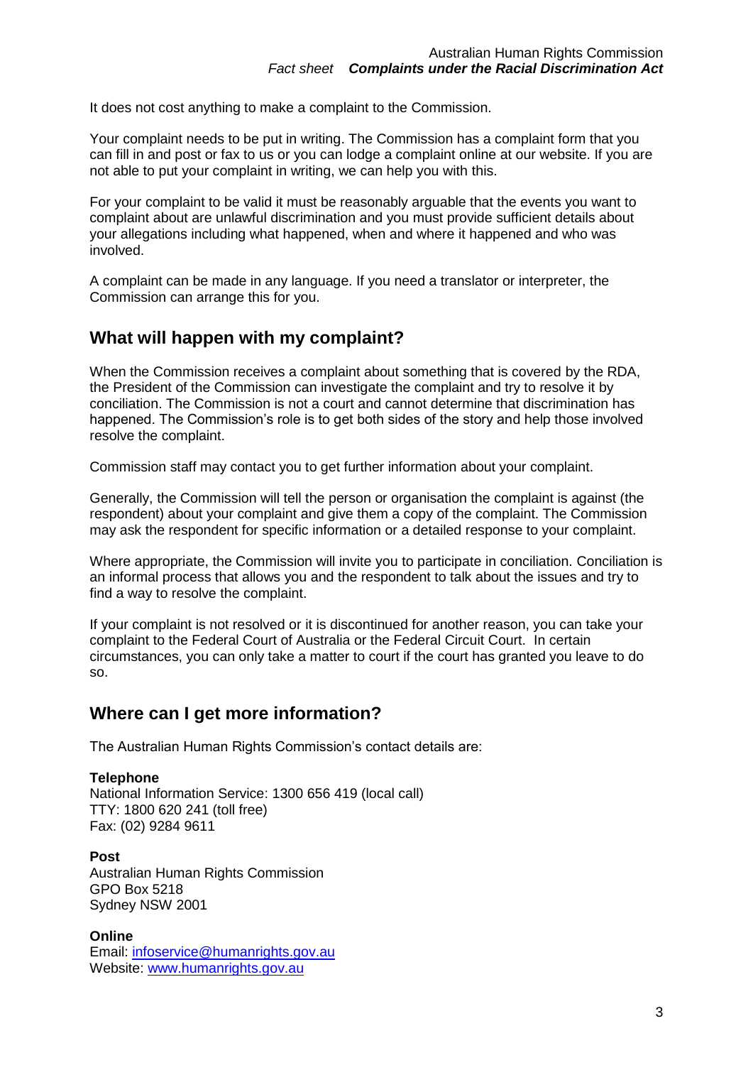It does not cost anything to make a complaint to the Commission.

Your complaint needs to be put in writing. The Commission has a complaint form that you can fill in and post or fax to us or you can lodge a complaint online at our website. If you are not able to put your complaint in writing, we can help you with this.

For your complaint to be valid it must be reasonably arguable that the events you want to complaint about are unlawful discrimination and you must provide sufficient details about your allegations including what happened, when and where it happened and who was involved.

A complaint can be made in any language. If you need a translator or interpreter, the Commission can arrange this for you.

## What will happen with my complaint?

When the Commission receives a complaint about something that is covered by the RDA, the President of the Commission can investigate the complaint and try to resolve it by conciliation. The Commission is not a court and cannot determine that discrimination has happened. The Commission's role is to get both sides of the story and help those involved resolve the complaint.

Commission staff may contact you to get further information about your complaint.

Generally, the Commission will tell the person or organisation the complaint is against (the respondent) about your complaint and give them a copy of the complaint. The Commission may ask the respondent for specific information or a detailed response to your complaint.

Where appropriate, the Commission will invite you to participate in conciliation. Conciliation is an informal process that allows you and the respondent to talk about the issues and try to find a way to resolve the complaint.

If your complaint is not resolved or it is discontinued for another reason, you can take your complaint to the Federal Court of Australia or the Federal Circuit Court. In certain circumstances, you can only take a matter to court if the court has granted you leave to do so.

## Where can I get more information?

The Australian Human Rights Commission's contact details are:

**Telephone**
National Information Service: 1300 656 419 (local call)
TTY: 1800 620 241 (toll free)
Fax: (02) 9284 9611

**Post**
Australian Human Rights Commission
GPO Box 5218
Sydney NSW 2001

**Online**
Email: infoservice@humanrights.gov.au
Website: www.humanrights.gov.au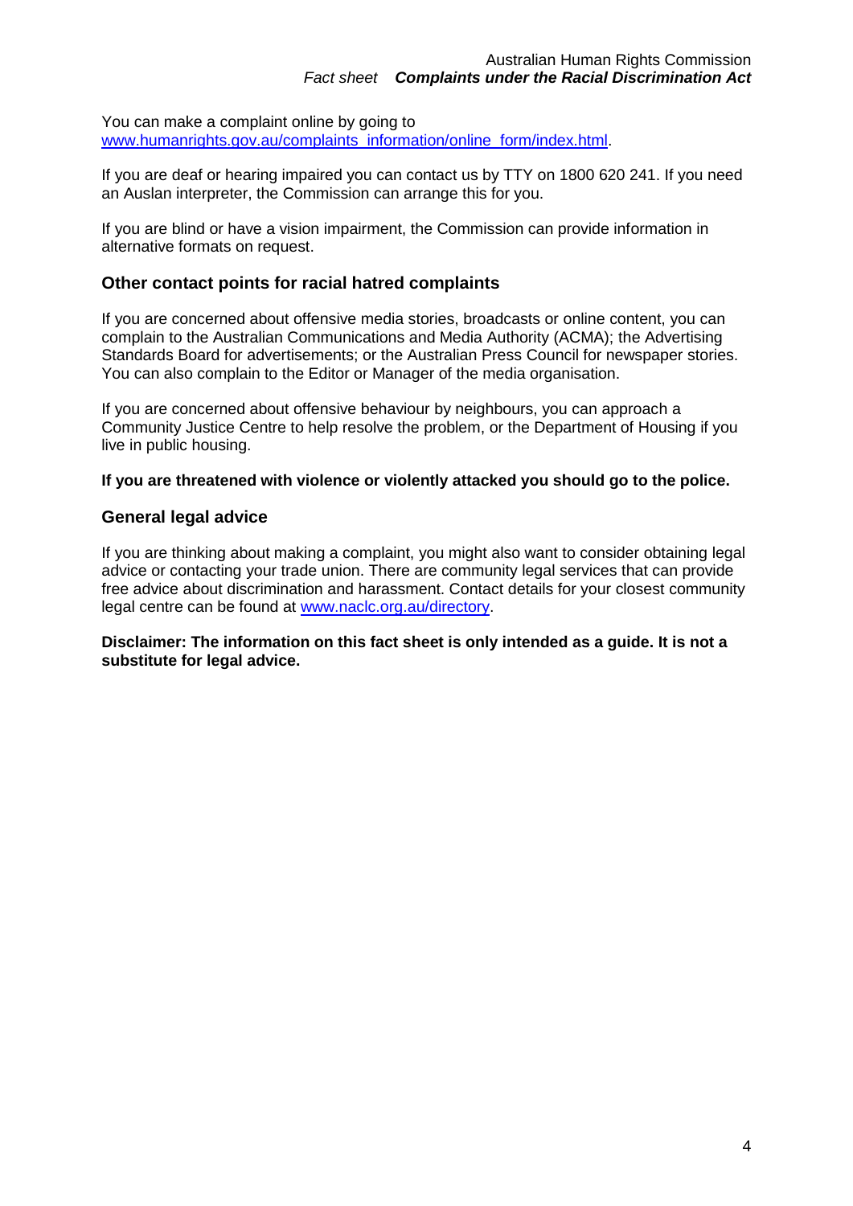You can make a complaint online by going to [www.humanrights.gov.au/complaints_information/online_form/index.html](www.humanrights.gov.au/complaints_information/online_form/index.html).

If you are deaf or hearing impaired you can contact us by TTY on 1800 620 241. If you need an Auslan interpreter, the Commission can arrange this for you.

If you are blind or have a vision impairment, the Commission can provide information in alternative formats on request.

## Other contact points for racial hatred complaints

If you are concerned about offensive media stories, broadcasts or online content, you can complain to the Australian Communications and Media Authority (ACMA); the Advertising Standards Board for advertisements; or the Australian Press Council for newspaper stories. You can also complain to the Editor or Manager of the media organisation.

If you are concerned about offensive behaviour by neighbours, you can approach a Community Justice Centre to help resolve the problem, or the Department of Housing if you live in public housing.

**If you are threatened with violence or violently attacked you should go to the police.**

## General legal advice

If you are thinking about making a complaint, you might also want to consider obtaining legal advice or contacting your trade union. There are community legal services that can provide free advice about discrimination and harassment. Contact details for your closest community legal centre can be found at [www.naclc.org.au/directory](www.naclc.org.au/directory).

**Disclaimer: The information on this fact sheet is only intended as a guide. It is not a substitute for legal advice.**